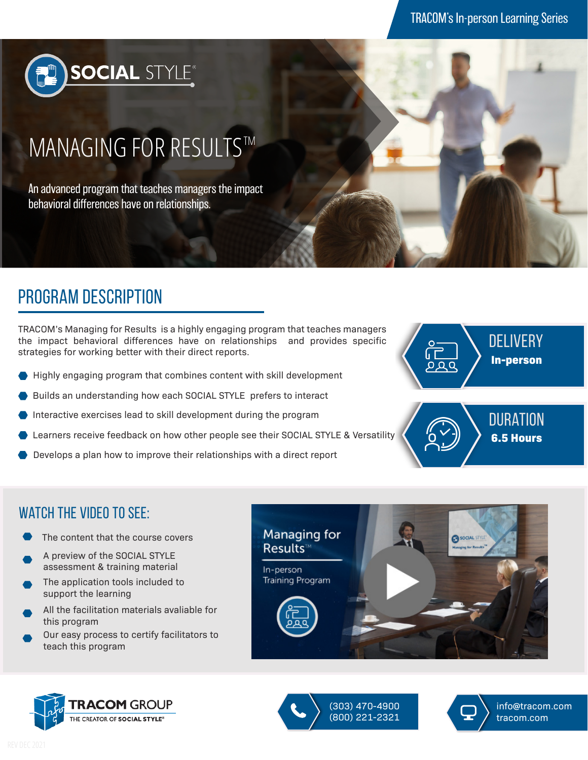TRACOM's In-person Learning Series

SOCIAL STYLE®

# MANAGING FOR RESULTS™

An advanced program that teaches managers the impact behavioral differences have on relationships.

## PROGRAM DESCRIPTION

TRACOM's Managing for Results is a highly engaging program that teaches managers the impact behavioral differences have on relationships and provides specific strategies for working better with their direct reports.

- Highly engaging program that combines content with skill development
- Builds an understanding how each SOCIAL STYLE prefers to interact
- Interactive exercises lead to skill development during the program
- Learners receive feedback on how other people see their SOCIAL STYLE & Versatility
- Develops a plan how to improve their relationships with a direct report

**DELIVERY**
**In-person**

**DURATION**
**6.5 Hours**

## WATCH THE VIDEO TO SEE:

- The content that the course covers
- A preview of the SOCIAL STYLE assessment & training material
- The application tools included to support the learning
- All the facilitation materials avaliable for this program
- Our easy process to certify facilitators to teach this program

Managing for Results™
In-person Training Program

TRACOM GROUP
THE CREATOR OF SOCIAL STYLE®

(303) 470-4900
(800) 221-2321

info@tracom.com
tracom.com

REV DEC 2021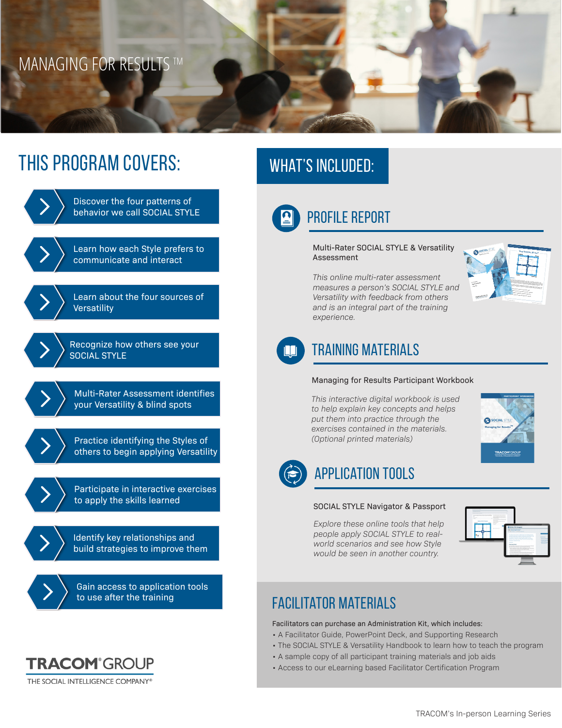# MANAGING FOR RESULTS™

## THIS PROGRAM COVERS:

- Discover the four patterns of behavior we call SOCIAL STYLE
- Learn how each Style prefers to communicate and interact
- Learn about the four sources of Versatility
- Recognize how others see your SOCIAL STYLE
- Multi-Rater Assessment identifies your Versatility & blind spots
- Practice identifying the Styles of others to begin applying Versatility
- Participate in interactive exercises to apply the skills learned
- Identify key relationships and build strategies to improve them
- Gain access to application tools to use after the training

TRACOM® GROUP
THE SOCIAL INTELLIGENCE COMPANY®

## WHAT'S INCLUDED:

### PROFILE REPORT

Multi-Rater SOCIAL STYLE & Versatility Assessment

*This online multi-rater assessment measures a person's SOCIAL STYLE and Versatility with feedback from others and is an integral part of the training experience.*

### TRAINING MATERIALS

Managing for Results Participant Workbook

*This interactive digital workbook is used to help explain key concepts and helps put them into practice through the exercises contained in the materials. (Optional printed materials)*

### APPLICATION TOOLS

SOCIAL STYLE Navigator & Passport

*Explore these online tools that help people apply SOCIAL STYLE to real-world scenarios and see how Style would be seen in another country.*

## FACILITATOR MATERIALS

Facilitators can purchase an Administration Kit, which includes:

- A Facilitator Guide, PowerPoint Deck, and Supporting Research
- The SOCIAL STYLE & Versatility Handbook to learn how to teach the program
- A sample copy of all participant training materials and job aids
- Access to our eLearning based Facilitator Certification Program

TRACOM's In-person Learning Series